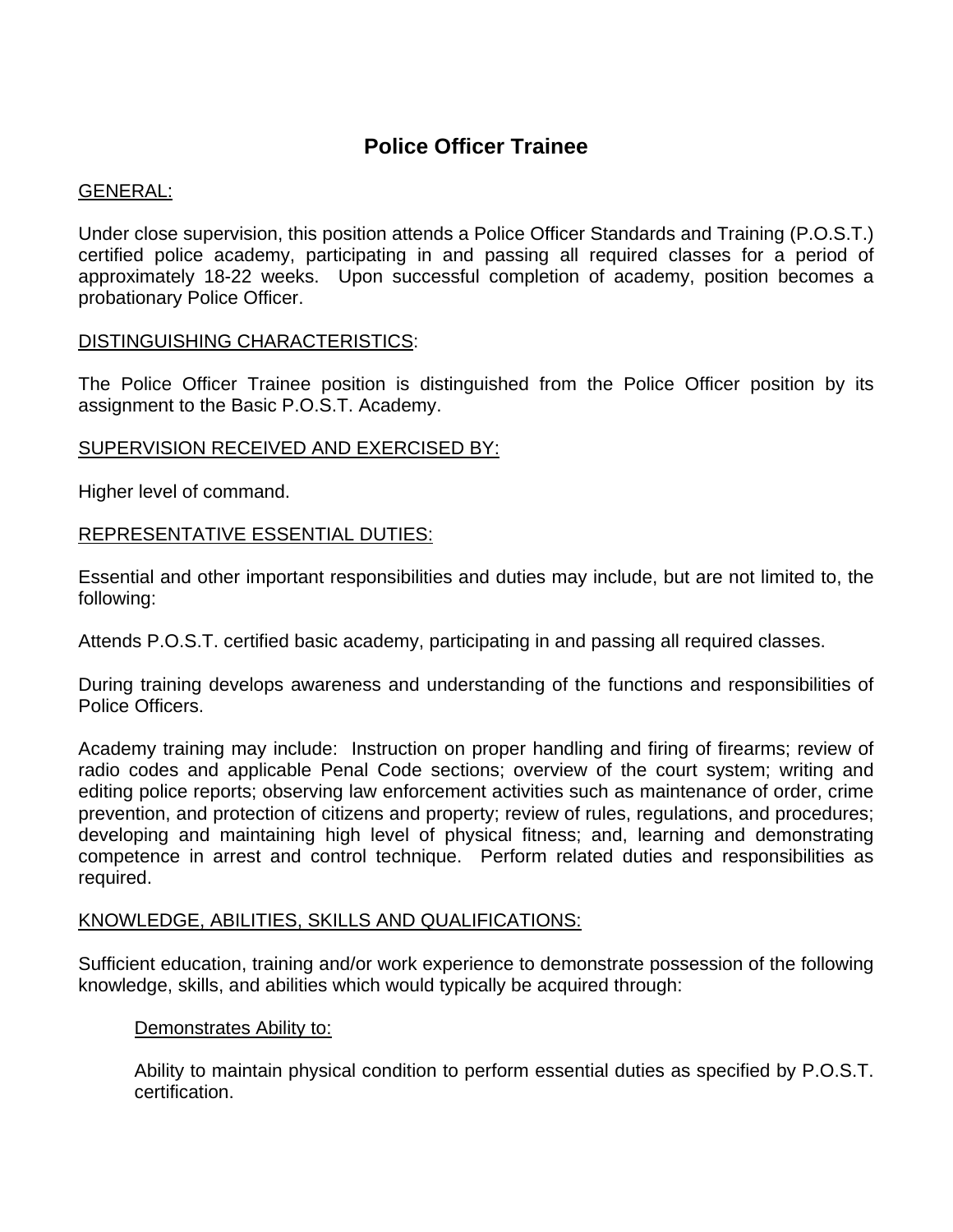# Police Officer Trainee

GENERAL:

Under close supervision, this position attends a Police Officer Standards and Training (P.O.S.T.) certified police academy, participating in and passing all required classes for a period of approximately 18-22 weeks. Upon successful completion of academy, position becomes a probationary Police Officer.

DISTINGUISHING CHARACTERISTICS:

The Police Officer Trainee position is distinguished from the Police Officer position by its assignment to the Basic P.O.S.T. Academy.

SUPERVISION RECEIVED AND EXERCISED BY:

Higher level of command.

REPRESENTATIVE ESSENTIAL DUTIES:

Essential and other important responsibilities and duties may include, but are not limited to, the following:

Attends P.O.S.T. certified basic academy, participating in and passing all required classes.

During training develops awareness and understanding of the functions and responsibilities of Police Officers.

Academy training may include: Instruction on proper handling and firing of firearms; review of radio codes and applicable Penal Code sections; overview of the court system; writing and editing police reports; observing law enforcement activities such as maintenance of order, crime prevention, and protection of citizens and property; review of rules, regulations, and procedures; developing and maintaining high level of physical fitness; and, learning and demonstrating competence in arrest and control technique. Perform related duties and responsibilities as required.

KNOWLEDGE, ABILITIES, SKILLS AND QUALIFICATIONS:

Sufficient education, training and/or work experience to demonstrate possession of the following knowledge, skills, and abilities which would typically be acquired through:

Demonstrates Ability to:

Ability to maintain physical condition to perform essential duties as specified by P.O.S.T. certification.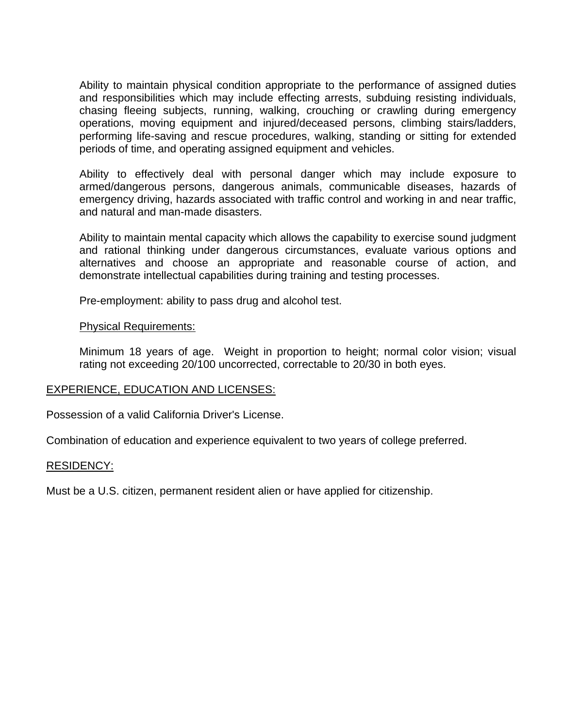Ability to maintain physical condition appropriate to the performance of assigned duties and responsibilities which may include effecting arrests, subduing resisting individuals, chasing fleeing subjects, running, walking, crouching or crawling during emergency operations, moving equipment and injured/deceased persons, climbing stairs/ladders, performing life-saving and rescue procedures, walking, standing or sitting for extended periods of time, and operating assigned equipment and vehicles.

Ability to effectively deal with personal danger which may include exposure to armed/dangerous persons, dangerous animals, communicable diseases, hazards of emergency driving, hazards associated with traffic control and working in and near traffic, and natural and man-made disasters.

Ability to maintain mental capacity which allows the capability to exercise sound judgment and rational thinking under dangerous circumstances, evaluate various options and alternatives and choose an appropriate and reasonable course of action, and demonstrate intellectual capabilities during training and testing processes.

Pre-employment: ability to pass drug and alcohol test.

<u>Physical Requirements:</u>

Minimum 18 years of age. Weight in proportion to height; normal color vision; visual rating not exceeding 20/100 uncorrected, correctable to 20/30 in both eyes.

<u>EXPERIENCE, EDUCATION AND LICENSES:</u>

Possession of a valid California Driver's License.

Combination of education and experience equivalent to two years of college preferred.

<u>RESIDENCY:</u>

Must be a U.S. citizen, permanent resident alien or have applied for citizenship.